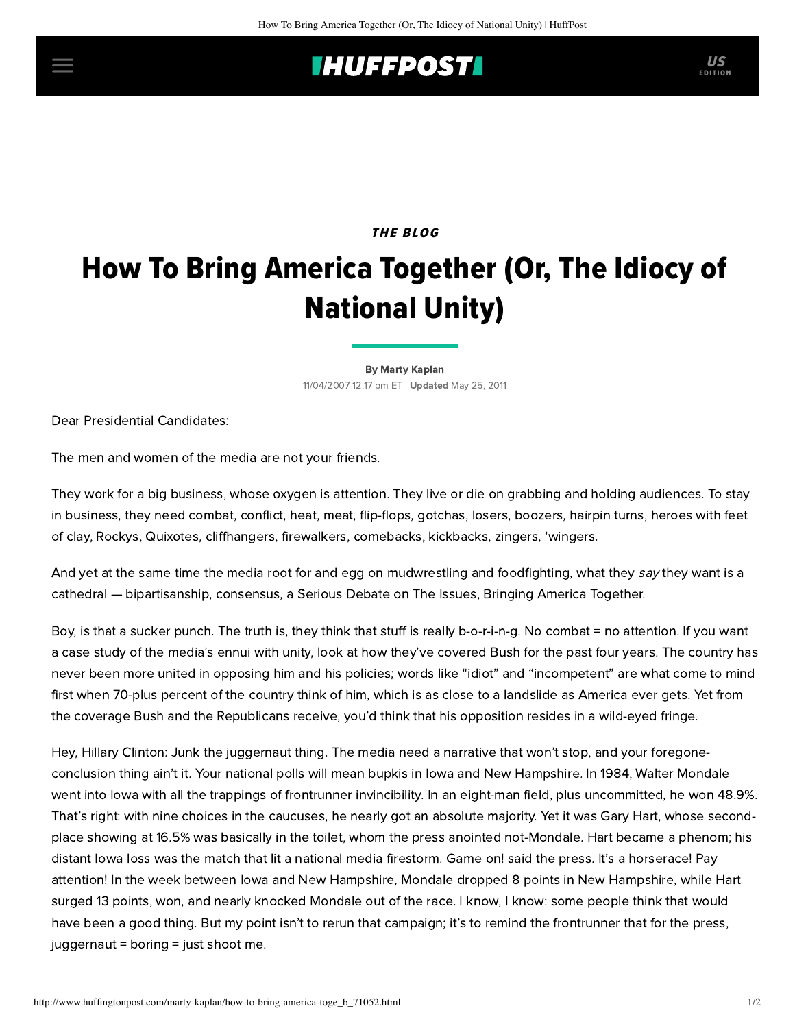*THE BLOG*

# How To Bring America Together (Or, The Idiocy of National Unity)

By Marty Kaplan

11/04/2007 12:17 pm ET | **Updated** May 25, 2011

Dear Presidential Candidates:

The men and women of the media are not your friends.

They work for a big business, whose oxygen is attention. They live or die on grabbing and holding audiences. To stay in business, they need combat, conflict, heat, meat, flip-flops, gotchas, losers, boozers, hairpin turns, heroes with feet of clay, Rockys, Quixotes, cliffhangers, firewalkers, comebacks, kickbacks, zingers, 'wingers.

And yet at the same time the media root for and egg on mudwrestling and foodfighting, what they *say* they want is a cathedral — bipartisanship, consensus, a Serious Debate on The Issues, Bringing America Together.

Boy, is that a sucker punch. The truth is, they think that stuff is really b-o-r-i-n-g. No combat = no attention. If you want a case study of the media's ennui with unity, look at how they've covered Bush for the past four years. The country has never been more united in opposing him and his policies; words like "idiot" and "incompetent" are what come to mind first when 70-plus percent of the country think of him, which is as close to a landslide as America ever gets. Yet from the coverage Bush and the Republicans receive, you'd think that his opposition resides in a wild-eyed fringe.

Hey, Hillary Clinton: Junk the juggernaut thing. The media need a narrative that won't stop, and your foregone-conclusion thing ain't it. Your national polls will mean bupkis in Iowa and New Hampshire. In 1984, Walter Mondale went into Iowa with all the trappings of frontrunner invincibility. In an eight-man field, plus uncommitted, he won 48.9%. That's right: with nine choices in the caucuses, he nearly got an absolute majority. Yet it was Gary Hart, whose second-place showing at 16.5% was basically in the toilet, whom the press anointed not-Mondale. Hart became a phenom; his distant Iowa loss was the match that lit a national media firestorm. Game on! said the press. It's a horserace! Pay attention! In the week between Iowa and New Hampshire, Mondale dropped 8 points in New Hampshire, while Hart surged 13 points, won, and nearly knocked Mondale out of the race. I know, I know: some people think that would have been a good thing. But my point isn't to rerun that campaign; it's to remind the frontrunner that for the press, juggernaut = boring = just shoot me.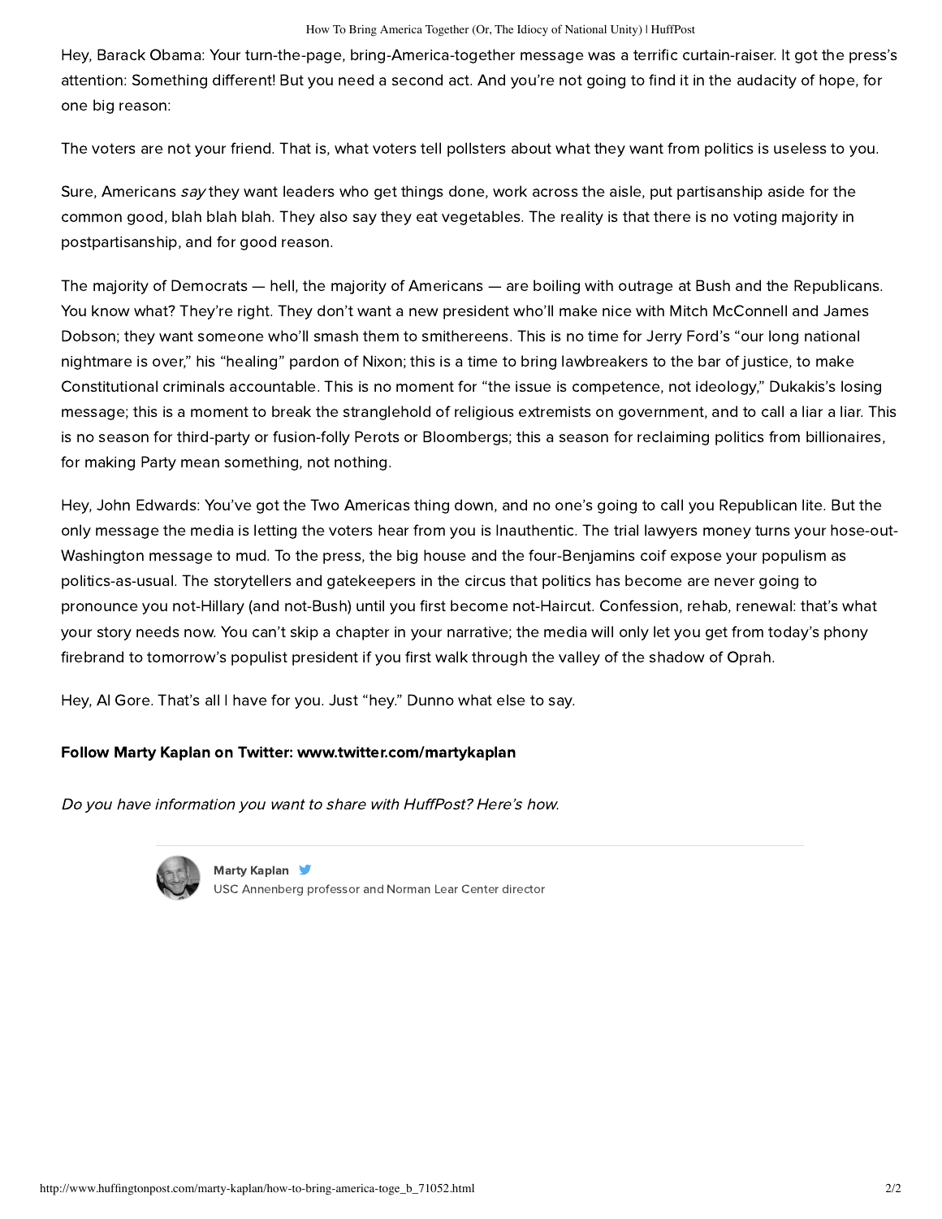Hey, Barack Obama: Your turn-the-page, bring-America-together message was a terrific curtain-raiser. It got the press's attention: Something different! But you need a second act. And you're not going to find it in the audacity of hope, for one big reason:

The voters are not your friend. That is, what voters tell pollsters about what they want from politics is useless to you.

Sure, Americans *say* they want leaders who get things done, work across the aisle, put partisanship aside for the common good, blah blah blah. They also say they eat vegetables. The reality is that there is no voting majority in postpartisanship, and for good reason.

The majority of Democrats — hell, the majority of Americans — are boiling with outrage at Bush and the Republicans. You know what? They're right. They don't want a new president who'll make nice with Mitch McConnell and James Dobson; they want someone who'll smash them to smithereens. This is no time for Jerry Ford's "our long national nightmare is over," his "healing" pardon of Nixon; this is a time to bring lawbreakers to the bar of justice, to make Constitutional criminals accountable. This is no moment for "the issue is competence, not ideology," Dukakis's losing message; this is a moment to break the stranglehold of religious extremists on government, and to call a liar a liar. This is no season for third-party or fusion-folly Perots or Bloombergs; this a season for reclaiming politics from billionaires, for making Party mean something, not nothing.

Hey, John Edwards: You've got the Two Americas thing down, and no one's going to call you Republican lite. But the only message the media is letting the voters hear from you is Inauthentic. The trial lawyers money turns your hose-out-Washington message to mud. To the press, the big house and the four-Benjamins coif expose your populism as politics-as-usual. The storytellers and gatekeepers in the circus that politics has become are never going to pronounce you not-Hillary (and not-Bush) until you first become not-Haircut. Confession, rehab, renewal: that's what your story needs now. You can't skip a chapter in your narrative; the media will only let you get from today's phony firebrand to tomorrow's populist president if you first walk through the valley of the shadow of Oprah.

Hey, Al Gore. That's all I have for you. Just "hey." Dunno what else to say.

**Follow Marty Kaplan on Twitter: www.twitter.com/martykaplan**

*Do you have information you want to share with HuffPost? Here's how.*

Marty Kaplan

USC Annenberg professor and Norman Lear Center director